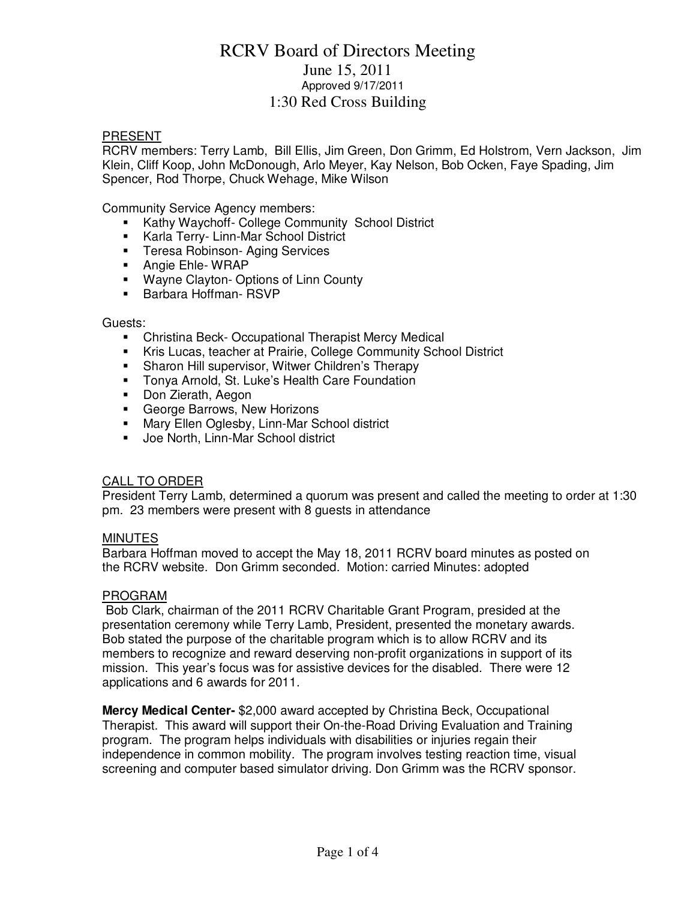# RCRV Board of Directors Meeting

June 15, 2011

Approved 9/17/2011

1:30 Red Cross Building

## PRESENT

RCRV members: Terry Lamb, Bill Ellis, Jim Green, Don Grimm, Ed Holstrom, Vern Jackson, Jim Klein, Cliff Koop, John McDonough, Arlo Meyer, Kay Nelson, Bob Ocken, Faye Spading, Jim Spencer, Rod Thorpe, Chuck Wehage, Mike Wilson

Community Service Agency members:

- Kathy Waychoff- College Community School District
- Karla Terry- Linn-Mar School District
- Teresa Robinson- Aging Services
- Angie Ehle- WRAP
- Wayne Clayton- Options of Linn County
- Barbara Hoffman- RSVP

Guests:

- Christina Beck- Occupational Therapist Mercy Medical
- Kris Lucas, teacher at Prairie, College Community School District
- Sharon Hill supervisor, Witwer Children's Therapy
- Tonya Arnold, St. Luke's Health Care Foundation
- Don Zierath, Aegon
- George Barrows, New Horizons
- Mary Ellen Oglesby, Linn-Mar School district
- Joe North, Linn-Mar School district

## CALL TO ORDER

President Terry Lamb, determined a quorum was present and called the meeting to order at 1:30 pm. 23 members were present with 8 guests in attendance

## MINUTES

Barbara Hoffman moved to accept the May 18, 2011 RCRV board minutes as posted on the RCRV website. Don Grimm seconded. Motion: carried Minutes: adopted

## PROGRAM

Bob Clark, chairman of the 2011 RCRV Charitable Grant Program, presided at the presentation ceremony while Terry Lamb, President, presented the monetary awards. Bob stated the purpose of the charitable program which is to allow RCRV and its members to recognize and reward deserving non-profit organizations in support of its mission. This year's focus was for assistive devices for the disabled. There were 12 applications and 6 awards for 2011.

**Mercy Medical Center-** $2,000 award accepted by Christina Beck, Occupational Therapist. This award will support their On-the-Road Driving Evaluation and Training program. The program helps individuals with disabilities or injuries regain their independence in common mobility. The program involves testing reaction time, visual screening and computer based simulator driving. Don Grimm was the RCRV sponsor.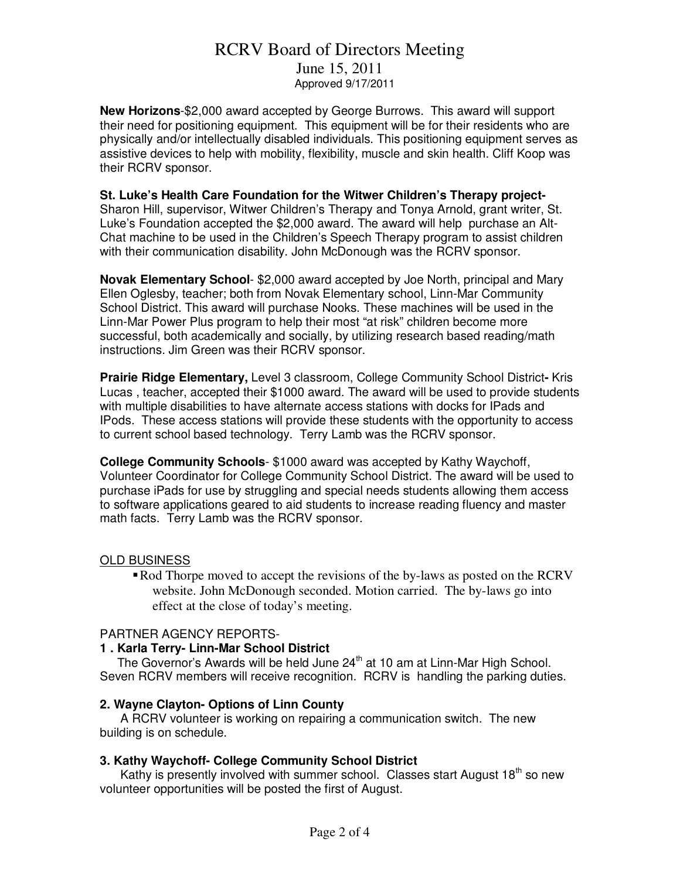**New Horizons**-$2,000 award accepted by George Burrows. This award will support their need for positioning equipment. This equipment will be for their residents who are physically and/or intellectually disabled individuals. This positioning equipment serves as assistive devices to help with mobility, flexibility, muscle and skin health. Cliff Koop was their RCRV sponsor.

**St. Luke's Health Care Foundation for the Witwer Children's Therapy project-** Sharon Hill, supervisor, Witwer Children's Therapy and Tonya Arnold, grant writer, St. Luke's Foundation accepted the $2,000 award. The award will help purchase an Alt-Chat machine to be used in the Children's Speech Therapy program to assist children with their communication disability. John McDonough was the RCRV sponsor.

**Novak Elementary School**- $2,000 award accepted by Joe North, principal and Mary Ellen Oglesby, teacher; both from Novak Elementary school, Linn-Mar Community School District. This award will purchase Nooks. These machines will be used in the Linn-Mar Power Plus program to help their most "at risk" children become more successful, both academically and socially, by utilizing research based reading/math instructions. Jim Green was their RCRV sponsor.

**Prairie Ridge Elementary,** Level 3 classroom, College Community School District**-** Kris Lucas , teacher, accepted their $1000 award. The award will be used to provide students with multiple disabilities to have alternate access stations with docks for IPads and IPods. These access stations will provide these students with the opportunity to access to current school based technology. Terry Lamb was the RCRV sponsor.

**College Community Schools**- $1000 award was accepted by Kathy Waychoff, Volunteer Coordinator for College Community School District. The award will be used to purchase iPads for use by struggling and special needs students allowing them access to software applications geared to aid students to increase reading fluency and master math facts. Terry Lamb was the RCRV sponsor.

OLD BUSINESS

- Rod Thorpe moved to accept the revisions of the by-laws as posted on the RCRV website. John McDonough seconded. Motion carried. The by-laws go into effect at the close of today's meeting.

PARTNER AGENCY REPORTS-

**1 . Karla Terry- Linn-Mar School District**

The Governor's Awards will be held June 24th at 10 am at Linn-Mar High School. Seven RCRV members will receive recognition. RCRV is handling the parking duties.

**2. Wayne Clayton- Options of Linn County**

A RCRV volunteer is working on repairing a communication switch. The new building is on schedule.

**3. Kathy Waychoff- College Community School District**

Kathy is presently involved with summer school. Classes start August 18th so new volunteer opportunities will be posted the first of August.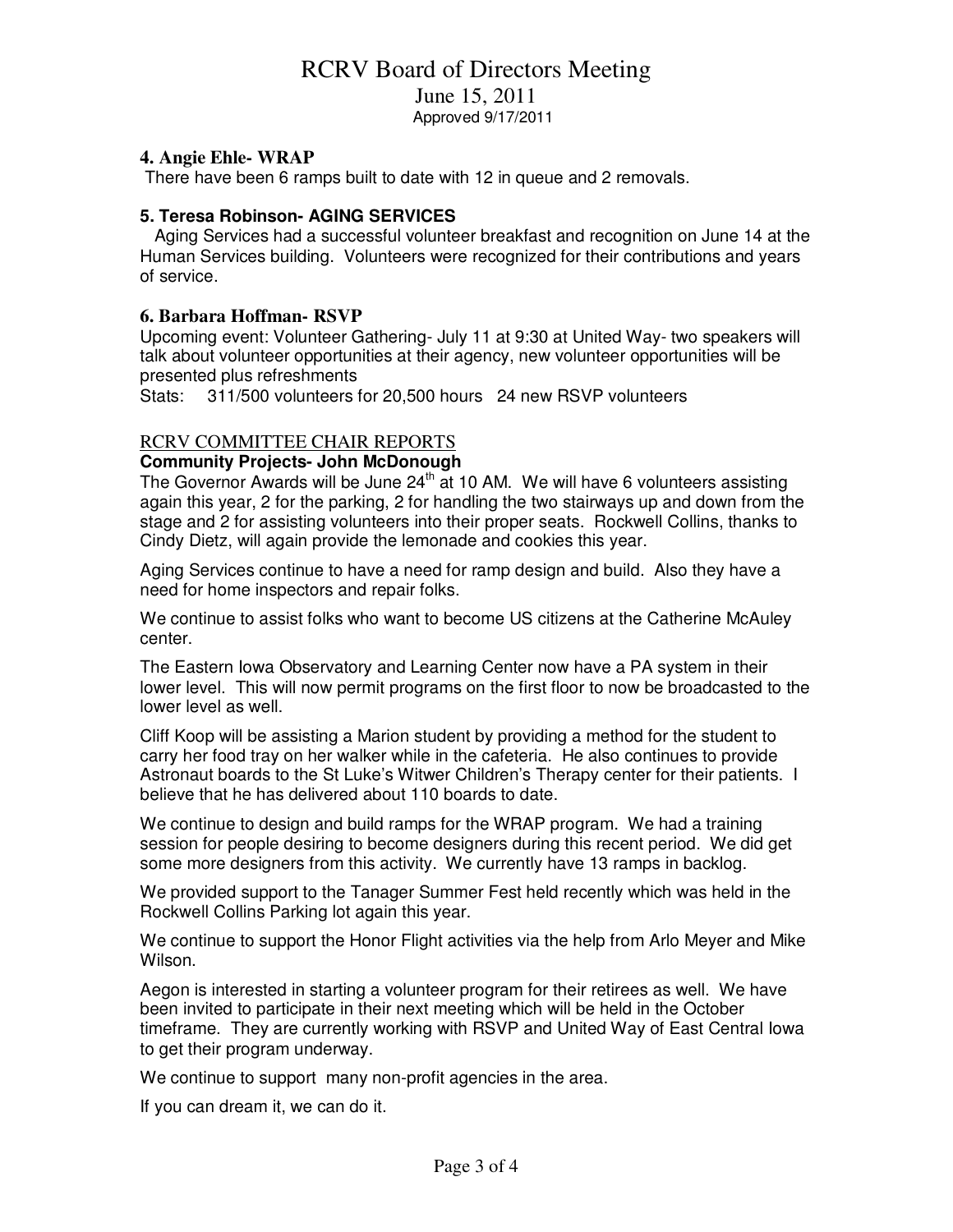# RCRV Board of Directors Meeting

June 15, 2011

Approved 9/17/2011

### 4. Angie Ehle- WRAP

There have been 6 ramps built to date with 12 in queue and 2 removals.

### 5. Teresa Robinson- AGING SERVICES

Aging Services had a successful volunteer breakfast and recognition on June 14 at the Human Services building. Volunteers were recognized for their contributions and years of service.

### 6. Barbara Hoffman- RSVP

Upcoming event: Volunteer Gathering- July 11 at 9:30 at United Way- two speakers will talk about volunteer opportunities at their agency, new volunteer opportunities will be presented plus refreshments

Stats: 311/500 volunteers for 20,500 hours 24 new RSVP volunteers

## RCRV COMMITTEE CHAIR REPORTS

**Community Projects- John McDonough**

The Governor Awards will be June 24th at 10 AM. We will have 6 volunteers assisting again this year, 2 for the parking, 2 for handling the two stairways up and down from the stage and 2 for assisting volunteers into their proper seats. Rockwell Collins, thanks to Cindy Dietz, will again provide the lemonade and cookies this year.

Aging Services continue to have a need for ramp design and build. Also they have a need for home inspectors and repair folks.

We continue to assist folks who want to become US citizens at the Catherine McAuley center.

The Eastern Iowa Observatory and Learning Center now have a PA system in their lower level. This will now permit programs on the first floor to now be broadcasted to the lower level as well.

Cliff Koop will be assisting a Marion student by providing a method for the student to carry her food tray on her walker while in the cafeteria. He also continues to provide Astronaut boards to the St Luke's Witwer Children's Therapy center for their patients. I believe that he has delivered about 110 boards to date.

We continue to design and build ramps for the WRAP program. We had a training session for people desiring to become designers during this recent period. We did get some more designers from this activity. We currently have 13 ramps in backlog.

We provided support to the Tanager Summer Fest held recently which was held in the Rockwell Collins Parking lot again this year.

We continue to support the Honor Flight activities via the help from Arlo Meyer and Mike Wilson.

Aegon is interested in starting a volunteer program for their retirees as well. We have been invited to participate in their next meeting which will be held in the October timeframe. They are currently working with RSVP and United Way of East Central Iowa to get their program underway.

We continue to support many non-profit agencies in the area.

If you can dream it, we can do it.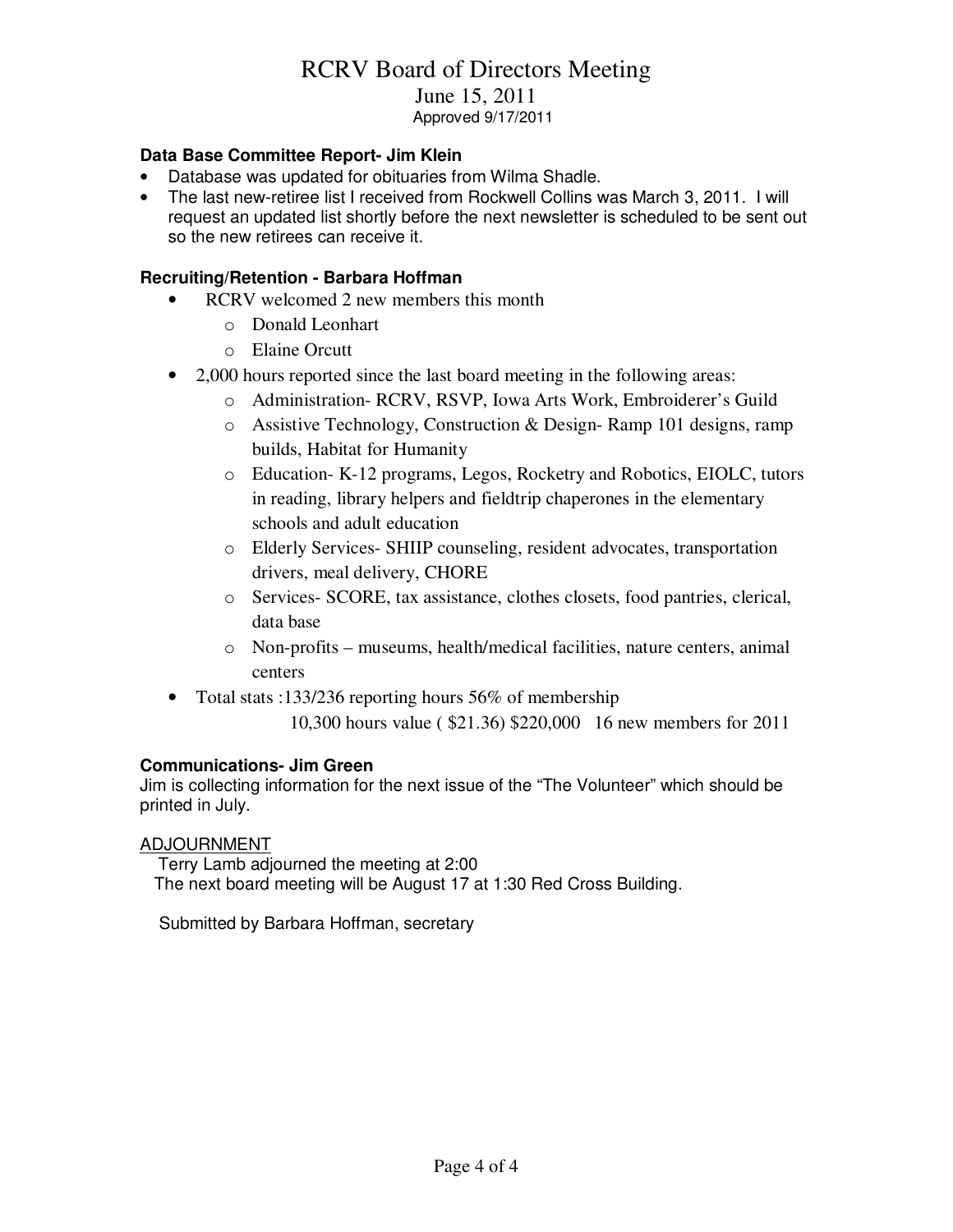# RCRV Board of Directors Meeting

June 15, 2011
Approved 9/17/2011

**Data Base Committee Report- Jim Klein**

- Database was updated for obituaries from Wilma Shadle.
- The last new-retiree list I received from Rockwell Collins was March 3, 2011. I will request an updated list shortly before the next newsletter is scheduled to be sent out so the new retirees can receive it.

**Recruiting/Retention - Barbara Hoffman**

- RCRV welcomed 2 new members this month
  - Donald Leonhart
  - Elaine Orcutt
- 2,000 hours reported since the last board meeting in the following areas:
  - Administration- RCRV, RSVP, Iowa Arts Work, Embroiderer's Guild
  - Assistive Technology, Construction & Design- Ramp 101 designs, ramp builds, Habitat for Humanity
  - Education- K-12 programs, Legos, Rocketry and Robotics, EIOLC, tutors in reading, library helpers and fieldtrip chaperones in the elementary schools and adult education
  - Elderly Services- SHIIP counseling, resident advocates, transportation drivers, meal delivery, CHORE
  - Services- SCORE, tax assistance, clothes closets, food pantries, clerical, data base
  - Non-profits – museums, health/medical facilities, nature centers, animal centers
- Total stats :133/236 reporting hours 56% of membership
  10,300 hours value ( $21.36) $220,000   16 new members for 2011

**Communications- Jim Green**

Jim is collecting information for the next issue of the "The Volunteer" which should be printed in July.

ADJOURNMENT

Terry Lamb adjourned the meeting at 2:00
The next board meeting will be August 17 at 1:30 Red Cross Building.

Submitted by Barbara Hoffman, secretary